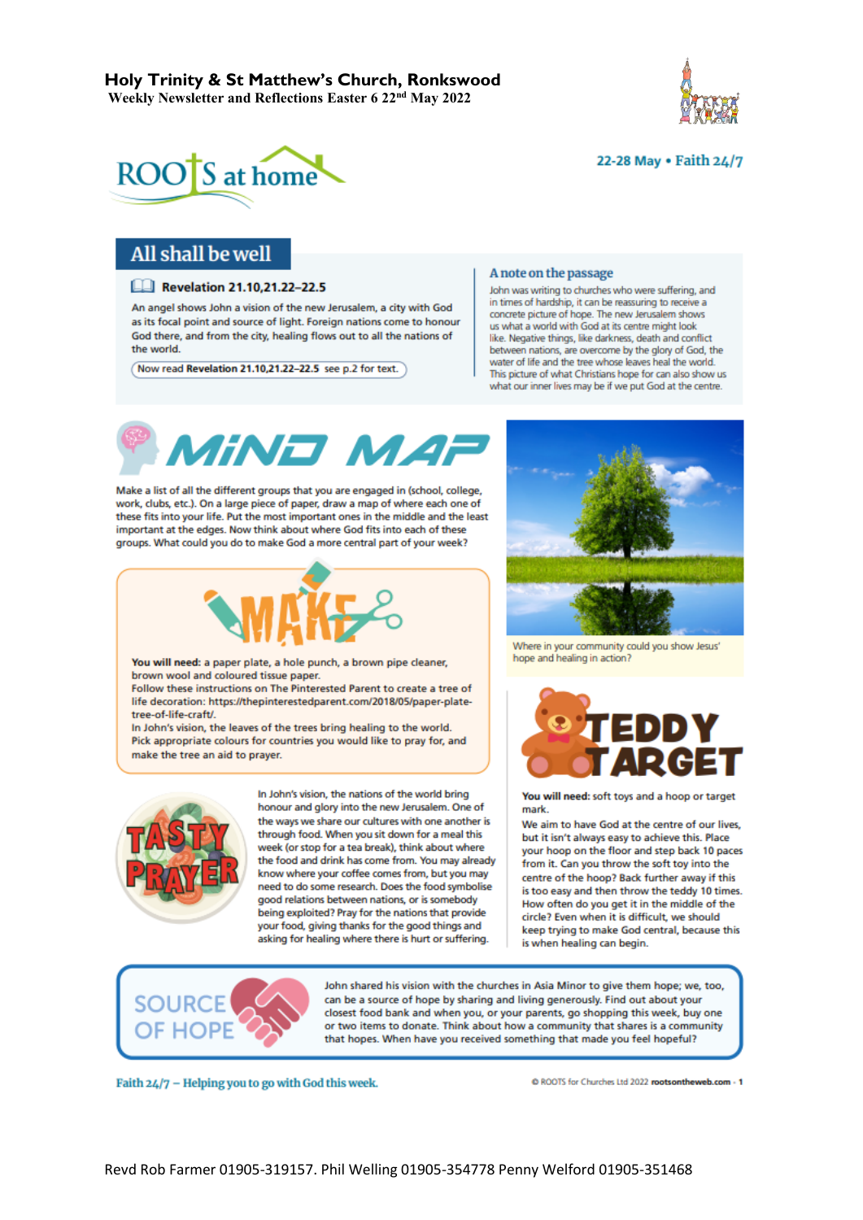# Holy Trinity & St Matthew's Church, Ronkswood

**Weekly Newsletter and Reflections Easter 6 22nd May 2022**

ROOTS at home

22-28 May • Faith 24/7

## All shall be well

### Revelation 21.10,21.22–22.5

An angel shows John a vision of the new Jerusalem, a city with God as its focal point and source of light. Foreign nations come to honour God there, and from the city, healing flows out to all the nations of the world.

Now read **Revelation 21.10,21.22–22.5** see p.2 for text.

### A note on the passage

John was writing to churches who were suffering, and in times of hardship, it can be reassuring to receive a concrete picture of hope. The new Jerusalem shows us what a world with God at its centre might look like. Negative things, like darkness, death and conflict between nations, are overcome by the glory of God, the water of life and the tree whose leaves heal the world. This picture of what Christians hope for can also show us what our inner lives may be if we put God at the centre.

## MIND MAP

Make a list of all the different groups that you are engaged in (school, college, work, clubs, etc.). On a large piece of paper, draw a map of where each one of these fits into your life. Put the most important ones in the middle and the least important at the edges. Now think about where God fits into each of these groups. What could you do to make God a more central part of your week?

Where in your community could you show Jesus' hope and healing in action?

## MAKE

**You will need:** a paper plate, a hole punch, a brown pipe cleaner, brown wool and coloured tissue paper.

Follow these instructions on The Pinterested Parent to create a tree of life decoration: https://thepinterestedparent.com/2018/05/paper-plate-tree-of-life-craft/.

In John's vision, the leaves of the trees bring healing to the world. Pick appropriate colours for countries you would like to pray for, and make the tree an aid to prayer.

## TEDDY TARGET

**You will need:** soft toys and a hoop or target mark.

We aim to have God at the centre of our lives, but it isn't always easy to achieve this. Place your hoop on the floor and step back 10 paces from it. Can you throw the soft toy into the centre of the hoop? Back further away if this is too easy and then throw the teddy 10 times. How often do you get it in the middle of the circle? Even when it is difficult, we should keep trying to make God central, because this is when healing can begin.

## TASTY PRAYER

In John's vision, the nations of the world bring honour and glory into the new Jerusalem. One of the ways we share our cultures with one another is through food. When you sit down for a meal this week (or stop for a tea break), think about where the food and drink has come from. You may already know where your coffee comes from, but you may need to do some research. Does the food symbolise good relations between nations, or is somebody being exploited? Pray for the nations that provide your food, giving thanks for the good things and asking for healing where there is hurt or suffering.

## SOURCE OF HOPE

John shared his vision with the churches in Asia Minor to give them hope; we, too, can be a source of hope by sharing and living generously. Find out about your closest food bank and when you, or your parents, go shopping this week, buy one or two items to donate. Think about how a community that shares is a community that hopes. When have you received something that made you feel hopeful?

Faith 24/7 – Helping you to go with God this week.

© ROOTS for Churches Ltd 2022 rootsontheweb.com

Revd Rob Farmer 01905-319157. Phil Welling 01905-354778 Penny Welford 01905-351468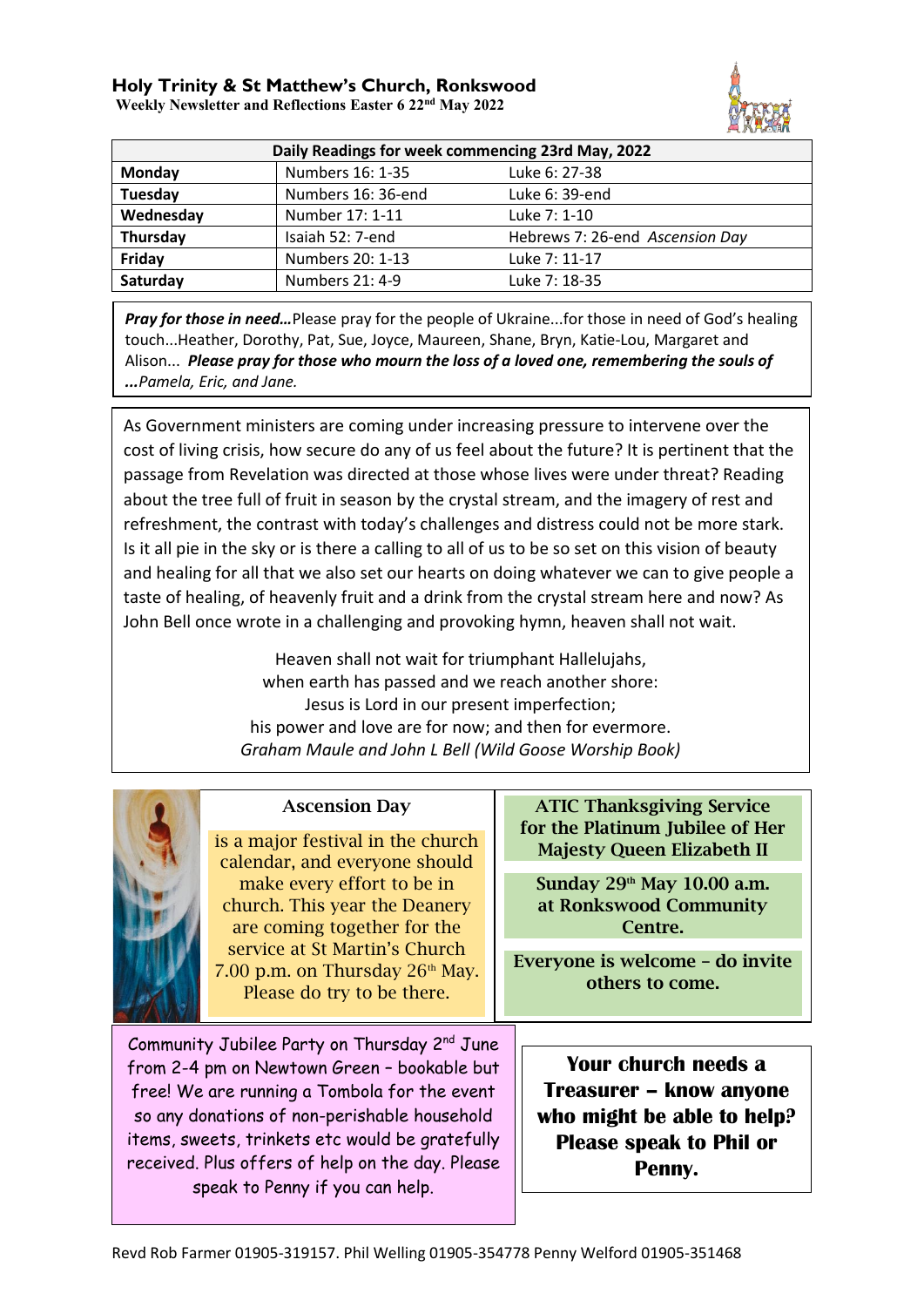# Holy Trinity & St Matthew's Church, Ronkswood

**Weekly Newsletter and Reflections Easter 6 22nd May 2022**

| Daily Readings for week commencing 23rd May, 2022 | | |
|---|---|---|
| **Monday** | Numbers 16: 1-35 | Luke 6: 27-38 |
| **Tuesday** | Numbers 16: 36-end | Luke 6: 39-end |
| **Wednesday** | Number 17: 1-11 | Luke 7: 1-10 |
| **Thursday** | Isaiah 52: 7-end | Hebrews 7: 26-end *Ascension Day* |
| **Friday** | Numbers 20: 1-13 | Luke 7: 11-17 |
| **Saturday** | Numbers 21: 4-9 | Luke 7: 18-35 |

***Pray for those in need…***Please pray for the people of Ukraine...for those in need of God's healing touch...Heather, Dorothy, Pat, Sue, Joyce, Maureen, Shane, Bryn, Katie-Lou, Margaret and Alison... ***Please pray for those who mourn the loss of a loved one, remembering the souls of ...****Pamela, Eric, and Jane.*

As Government ministers are coming under increasing pressure to intervene over the cost of living crisis, how secure do any of us feel about the future? It is pertinent that the passage from Revelation was directed at those whose lives were under threat? Reading about the tree full of fruit in season by the crystal stream, and the imagery of rest and refreshment, the contrast with today's challenges and distress could not be more stark. Is it all pie in the sky or is there a calling to all of us to be so set on this vision of beauty and healing for all that we also set our hearts on doing whatever we can to give people a taste of healing, of heavenly fruit and a drink from the crystal stream here and now? As John Bell once wrote in a challenging and provoking hymn, heaven shall not wait.

Heaven shall not wait for triumphant Hallelujahs,  
when earth has passed and we reach another shore:  
Jesus is Lord in our present imperfection;  
his power and love are for now; and then for evermore.  
*Graham Maule and John L Bell (Wild Goose Worship Book)*

## Ascension Day

is a major festival in the church calendar, and everyone should make every effort to be in church. This year the Deanery are coming together for the service at St Martin's Church 7.00 p.m. on Thursday 26th May. Please do try to be there.

## ATIC Thanksgiving Service for the Platinum Jubilee of Her Majesty Queen Elizabeth II

**Sunday 29th May 10.00 a.m. at Ronkswood Community Centre.**

**Everyone is welcome – do invite others to come.**

Community Jubilee Party on Thursday 2nd June from 2-4 pm on Newtown Green – bookable but free! We are running a Tombola for the event so any donations of non-perishable household items, sweets, trinkets etc would be gratefully received. Plus offers of help on the day. Please speak to Penny if you can help.

**Your church needs a Treasurer – know anyone who might be able to help? Please speak to Phil or Penny.**

Revd Rob Farmer 01905-319157. Phil Welling 01905-354778 Penny Welford 01905-351468